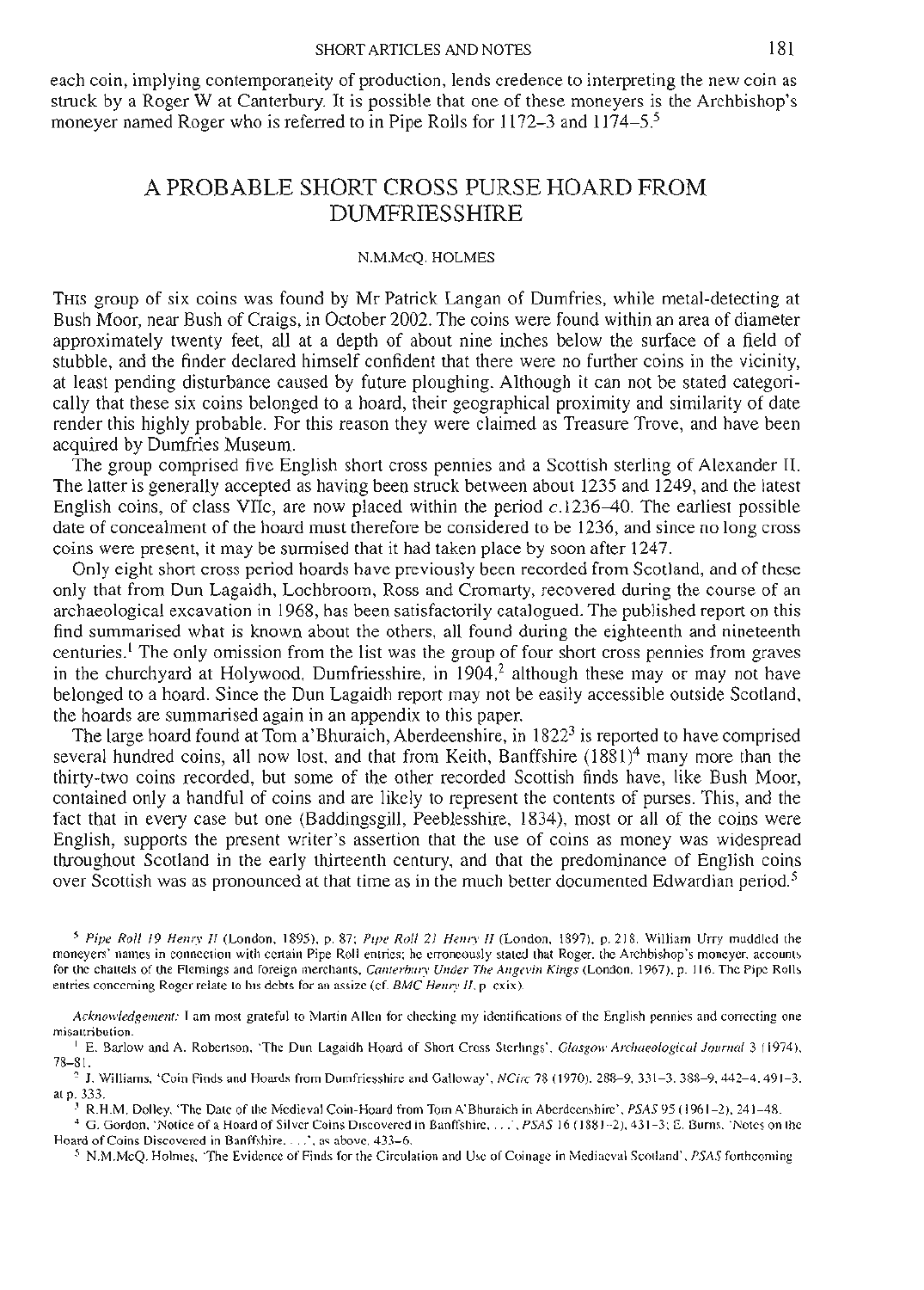each coin, implying contemporaneity of production, lends credence to interpreting the new coin as struck by a Roger W at Canterbury. It is possible that one of these moneyers is the Archbishop's moneyer named Roger who is referred to in Pipe Rolls for 1172–3 and 1174–5.[5]

# A PROBABLE SHORT CROSS PURSE HOARD FROM DUMFRIESSHIRE

N.M.McQ. HOLMES

THIS group of six coins was found by Mr Patrick Langan of Dumfries, while metal-detecting at Bush Moor, near Bush of Craigs, in October 2002. The coins were found within an area of diameter approximately twenty feet, all at a depth of about nine inches below the surface of a field of stubble, and the finder declared himself confident that there were no further coins in the vicinity, at least pending disturbance caused by future ploughing. Although it can not be stated categorically that these six coins belonged to a hoard, their geographical proximity and similarity of date render this highly probable. For this reason they were claimed as Treasure Trove, and have been acquired by Dumfries Museum.

The group comprised five English short cross pennies and a Scottish sterling of Alexander II. The latter is generally accepted as having been struck between about 1235 and 1249, and the latest English coins, of class VIIc, are now placed within the period *c.*1236–40. The earliest possible date of concealment of the hoard must therefore be considered to be 1236, and since no long cross coins were present, it may be surmised that it had taken place by soon after 1247.

Only eight short cross period hoards have previously been recorded from Scotland, and of these only that from Dun Lagaidh, Lochbroom, Ross and Cromarty, recovered during the course of an archaeological excavation in 1968, has been satisfactorily catalogued. The published report on this find summarised what is known about the others, all found during the eighteenth and nineteenth centuries.[1] The only omission from the list was the group of four short cross pennies from graves in the churchyard at Holywood, Dumfriesshire, in 1904,[2] although these may or may not have belonged to a hoard. Since the Dun Lagaidh report may not be easily accessible outside Scotland, the hoards are summarised again in an appendix to this paper.

The large hoard found at Tom a'Bhuraich, Aberdeenshire, in 1822[3] is reported to have comprised several hundred coins, all now lost, and that from Keith, Banffshire (1881)[4] many more than the thirty-two coins recorded, but some of the other recorded Scottish finds have, like Bush Moor, contained only a handful of coins and are likely to represent the contents of purses. This, and the fact that in every case but one (Baddingsgill, Peeblesshire, 1834), most or all of the coins were English, supports the present writer's assertion that the use of coins as money was widespread throughout Scotland in the early thirteenth century, and that the predominance of English coins over Scottish was as pronounced at that time as in the much better documented Edwardian period.[5]

[5] *Pipe Roll 19 Henry II* (London, 1895), p. 87; *Pipe Roll 21 Henry II* (London, 1897), p. 218. William Urry muddled the moneyers' names in connection with certain Pipe Roll entries; he erroneously stated that Roger, the Archbishop's moneyer, accounts for the chattels of the Flemings and foreign merchants, *Canterbury Under The Angevin Kings* (London, 1967), p. 116. The Pipe Rolls entries concerning Roger relate to his debts for an assize (cf. *BMC Henry II*, p. cxix).

*Acknowledgement:* I am most grateful to Martin Allen for checking my identifications of the English pennies and correcting one misattribution.

[1] E. Barlow and A. Robertson, 'The Dun Lagaidh Hoard of Short Cross Sterlings', *Glasgow Archaeological Journal* 3 (1974), 78–81.

[2] J. Williams, 'Coin Finds and Hoards from Dumfriesshire and Galloway', *NCirc* 78 (1970), 288–9, 331–3, 388–9, 442–4, 491–3, at p. 333.

[3] R.H.M. Dolley, 'The Date of the Medieval Coin-Hoard from Tom A'Bhuraich in Aberdeenshire', *PSAS* 95 (1961–2), 241–48.

[4] G. Gordon, 'Notice of a Hoard of Silver Coins Discovered in Banffshire, ...', *PSAS* 16 (1881–2), 431–3; E. Burns, 'Notes on the Hoard of Coins Discovered in Banffshire, ...', as above, 433–6.

[5] N.M.McQ. Holmes, 'The Evidence of Finds for the Circulation and Use of Coinage in Mediaeval Scotland', *PSAS* forthcoming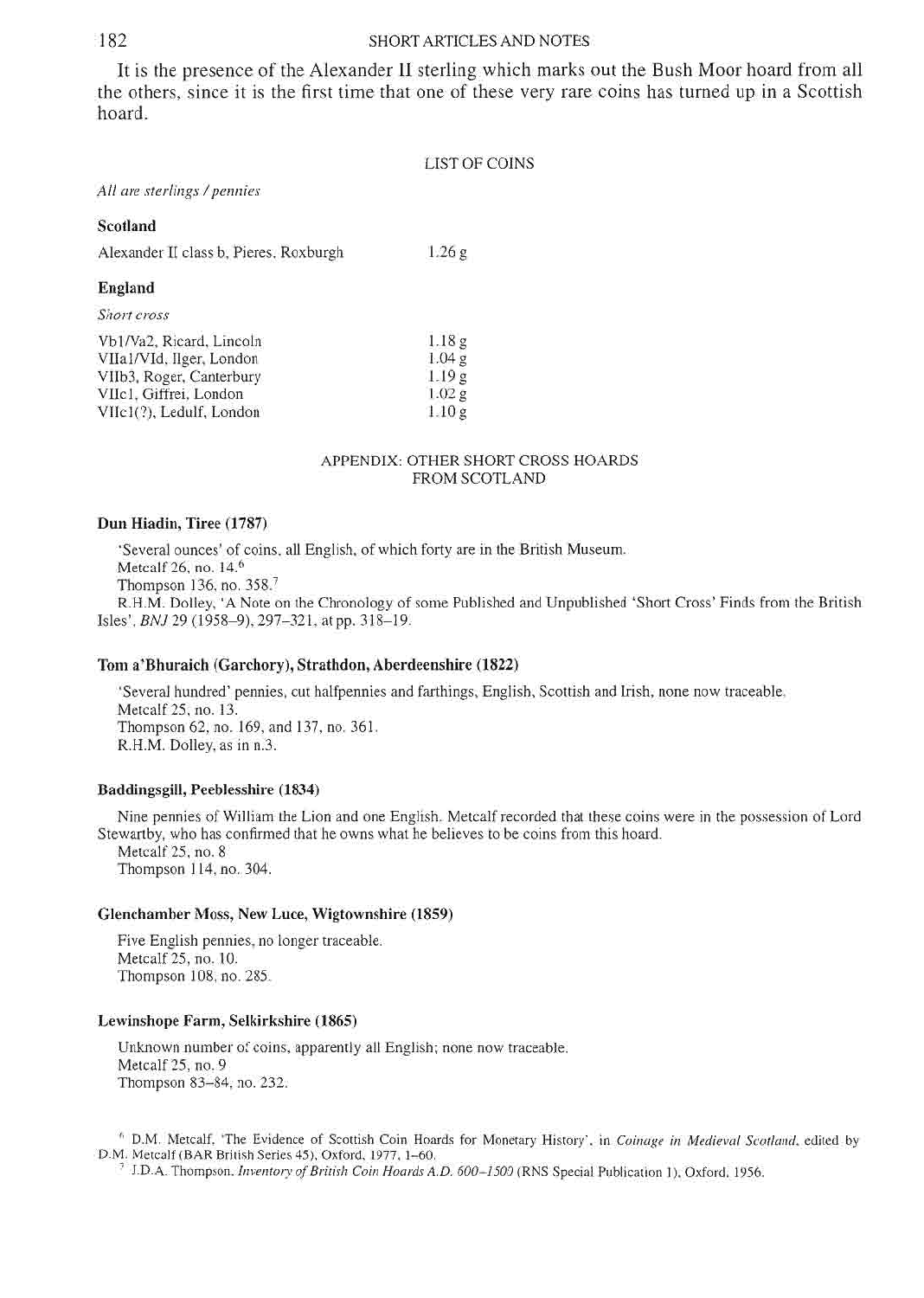It is the presence of the Alexander II sterling which marks out the Bush Moor hoard from all the others, since it is the first time that one of these very rare coins has turned up in a Scottish hoard.

## LIST OF COINS

*All are sterlings / pennies*

**Scotland**

| | |
|---|---|
| Alexander II class b, Pieres, Roxburgh | 1.26 g |

**England**

*Short cross*

| | |
|---|---|
| Vb1/Va2, Ricard, Lincoln | 1.18 g |
| VIIa1/VId, Ilger, London | 1.04 g |
| VIIb3, Roger, Canterbury | 1.19 g |
| VIIc1, Giffrei, London | 1.02 g |
| VIIc1(?), Ledulf, London | 1.10 g |

## APPENDIX: OTHER SHORT CROSS HOARDS FROM SCOTLAND

### Dun Hiadin, Tiree (1787)

'Several ounces' of coins, all English, of which forty are in the British Museum.
Metcalf 26, no. 14.[6]
Thompson 136, no. 358.[7]
R.H.M. Dolley, 'A Note on the Chronology of some Published and Unpublished 'Short Cross' Finds from the British Isles', *BNJ* 29 (1958–9), 297–321, at pp. 318–19.

### Tom a'Bhuraich (Garchory), Strathdon, Aberdeenshire (1822)

'Several hundred' pennies, cut halfpennies and farthings, English, Scottish and Irish, none now traceable.
Metcalf 25, no. 13.
Thompson 62, no. 169, and 137, no. 361.
R.H.M. Dolley, as in n.3.

### Baddingsgill, Peeblesshire (1834)

Nine pennies of William the Lion and one English. Metcalf recorded that these coins were in the possession of Lord Stewartby, who has confirmed that he owns what he believes to be coins from this hoard.
Metcalf 25, no. 8
Thompson 114, no. 304.

### Glenchamber Moss, New Luce, Wigtownshire (1859)

Five English pennies, no longer traceable.
Metcalf 25, no. 10.
Thompson 108, no. 285.

### Lewinshope Farm, Selkirkshire (1865)

Unknown number of coins, apparently all English; none now traceable.
Metcalf 25, no. 9
Thompson 83–84, no. 232.

[6] D.M. Metcalf, 'The Evidence of Scottish Coin Hoards for Monetary History', in *Coinage in Medieval Scotland*, edited by D.M. Metcalf (BAR British Series 45), Oxford, 1977, 1–60.

[7] J.D.A. Thompson, *Inventory of British Coin Hoards A.D. 600–1500* (RNS Special Publication 1), Oxford, 1956.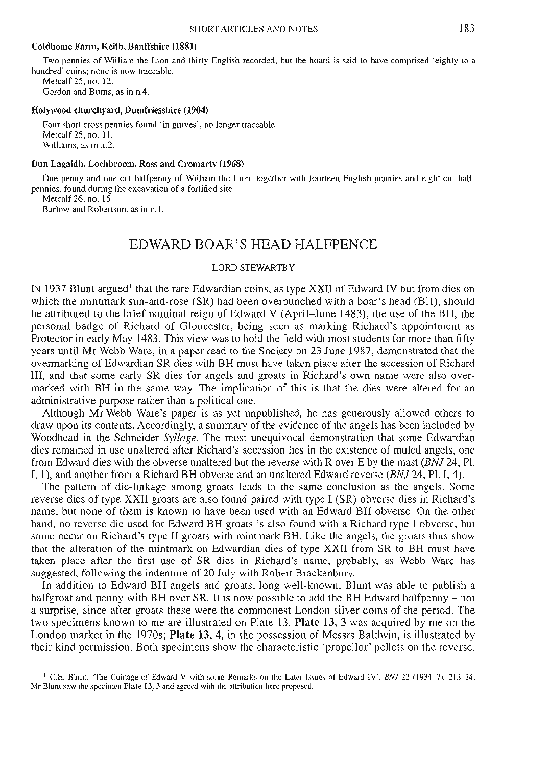**Coldhome Farm, Keith, Banffshire (1881)**

Two pennies of William the Lion and thirty English recorded, but the hoard is said to have comprised 'eighty to a hundred' coins; none is now traceable.
Metcalf 25, no. 12.
Gordon and Burns, as in n.4.

**Holywood churchyard, Dumfriesshire (1904)**

Four short cross pennies found 'in graves', no longer traceable.
Metcalf 25, no. 11.
Williams, as in n.2.

**Dun Lagaidh, Lochbroom, Ross and Cromarty (1968)**

One penny and one cut halfpenny of William the Lion, together with fourteen English pennies and eight cut halfpennies, found during the excavation of a fortified site.
Metcalf 26, no. 15.
Barlow and Robertson, as in n.1.

# EDWARD BOAR'S HEAD HALFPENCE

LORD STEWARTBY

IN 1937 Blunt argued[1] that the rare Edwardian coins, as type XXII of Edward IV but from dies on which the mintmark sun-and-rose (SR) had been overpunched with a boar's head (BH), should be attributed to the brief nominal reign of Edward V (April–June 1483), the use of the BH, the personal badge of Richard of Gloucester, being seen as marking Richard's appointment as Protector in early May 1483. This view was to hold the field with most students for more than fifty years until Mr Webb Ware, in a paper read to the Society on 23 June 1987, demonstrated that the overmarking of Edwardian SR dies with BH must have taken place after the accession of Richard III, and that some early SR dies for angels and groats in Richard's own name were also overmarked with BH in the same way. The implication of this is that the dies were altered for an administrative purpose rather than a political one.

Although Mr Webb Ware's paper is as yet unpublished, he has generously allowed others to draw upon its contents. Accordingly, a summary of the evidence of the angels has been included by Woodhead in the Schneider *Sylloge*. The most unequivocal demonstration that some Edwardian dies remained in use unaltered after Richard's accession lies in the existence of muled angels, one from Edward dies with the obverse unaltered but the reverse with R over E by the mast (*BNJ* 24, Pl. I, 1), and another from a Richard BH obverse and an unaltered Edward reverse (*BNJ* 24, Pl. I, 4).

The pattern of die-linkage among groats leads to the same conclusion as the angels. Some reverse dies of type XXII groats are also found paired with type I (SR) obverse dies in Richard's name, but none of them is known to have been used with an Edward BH obverse. On the other hand, no reverse die used for Edward BH groats is also found with a Richard type I obverse, but some occur on Richard's type II groats with mintmark BH. Like the angels, the groats thus show that the alteration of the mintmark on Edwardian dies of type XXII from SR to BH must have taken place after the first use of SR dies in Richard's name, probably, as Webb Ware has suggested, following the indenture of 20 July with Robert Brackenbury.

In addition to Edward BH angels and groats, long well-known, Blunt was able to publish a halfgroat and penny with BH over SR. It is now possible to add the BH Edward halfpenny – not a surprise, since after groats these were the commonest London silver coins of the period. The two specimens known to me are illustrated on Plate 13. **Plate 13, 3** was acquired by me on the London market in the 1970s; **Plate 13, 4**, in the possession of Messrs Baldwin, is illustrated by their kind permission. Both specimens show the characteristic 'propellor' pellets on the reverse.

[1] C.E. Blunt, 'The Coinage of Edward V with some Remarks on the Later Issues of Edward IV', *BNJ* 22 (1934–7), 213–24. Mr Blunt saw the specimen Plate 13, 3 and agreed with the attribution here proposed.